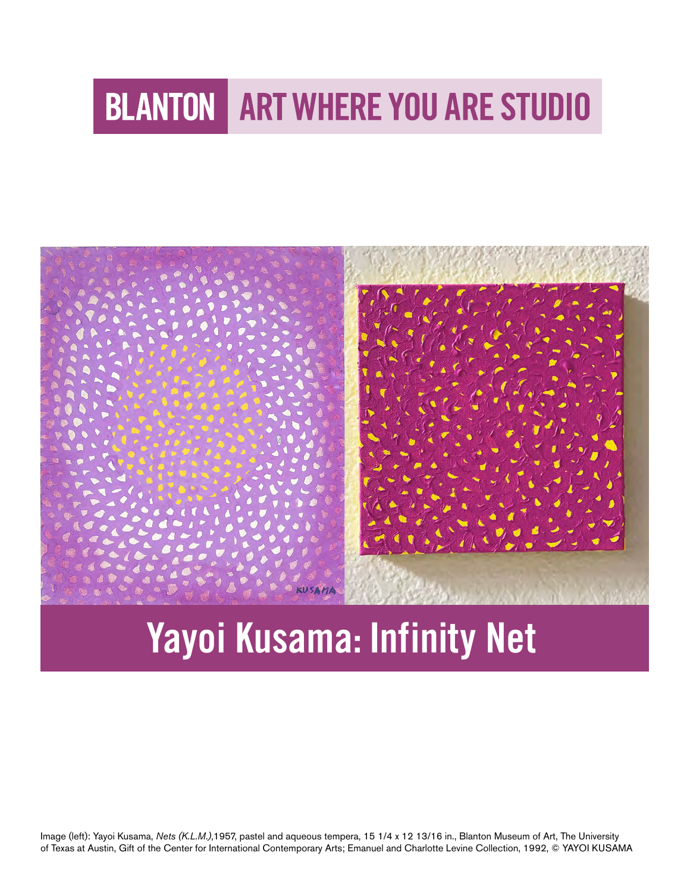**BLANTON** ART WHERE YOU ARE STUDIO

# Yayoi Kusama: Infinity Net

Image (left): Yayoi Kusama, *Nets (K.L.M.)*,1957, pastel and aqueous tempera, 15 1/4 x 12 13/16 in., Blanton Museum of Art, The University of Texas at Austin, Gift of the Center for International Contemporary Arts; Emanuel and Charlotte Levine Collection, 1992, © YAYOI KUSAMA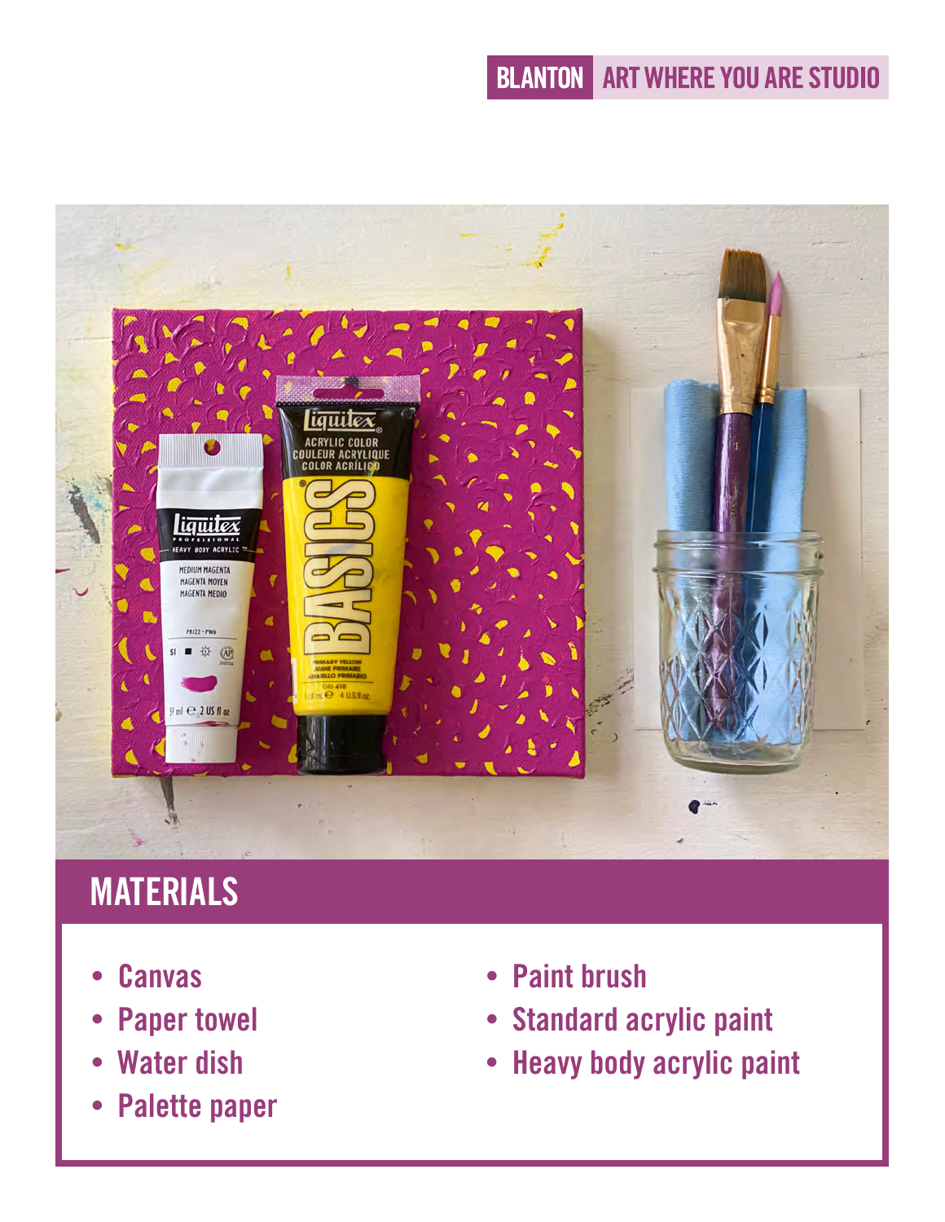## MATERIALS

- Canvas
- Paper towel
- Water dish
- Palette paper
- Paint brush
- Standard acrylic paint
- Heavy body acrylic paint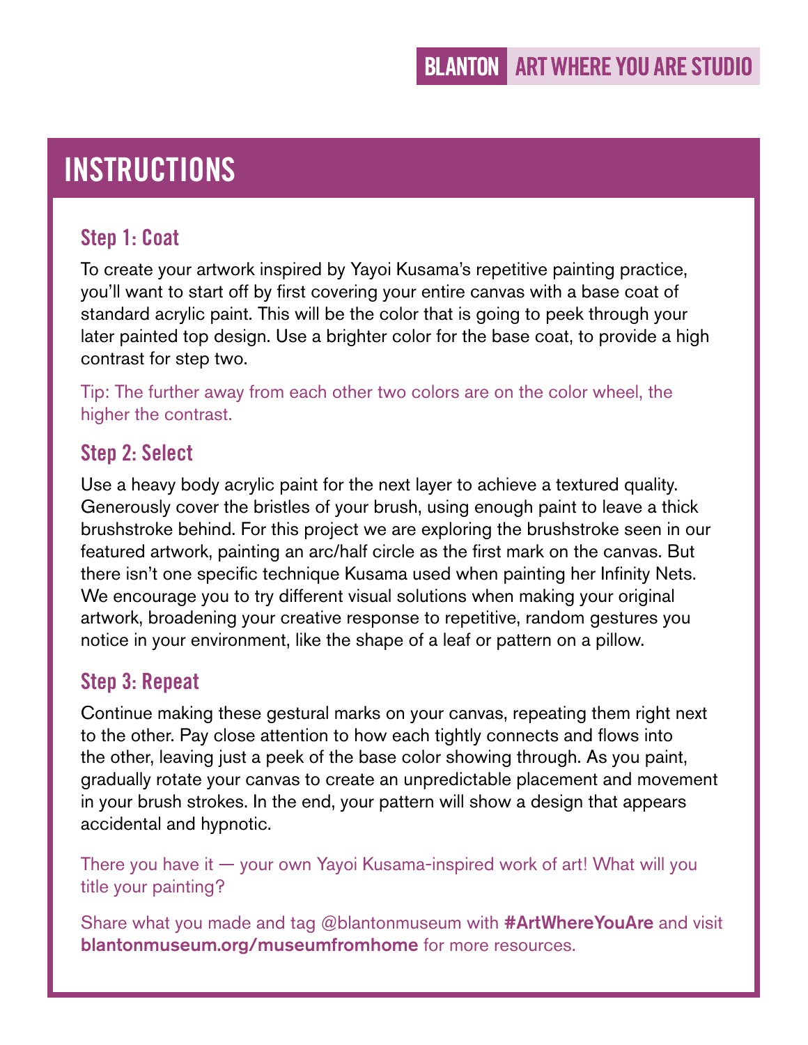# INSTRUCTIONS

## Step 1: Coat

To create your artwork inspired by Yayoi Kusama's repetitive painting practice, you'll want to start off by first covering your entire canvas with a base coat of standard acrylic paint. This will be the color that is going to peek through your later painted top design. Use a brighter color for the base coat, to provide a high contrast for step two.

Tip: The further away from each other two colors are on the color wheel, the higher the contrast.

## Step 2: Select

Use a heavy body acrylic paint for the next layer to achieve a textured quality. Generously cover the bristles of your brush, using enough paint to leave a thick brushstroke behind. For this project we are exploring the brushstroke seen in our featured artwork, painting an arc/half circle as the first mark on the canvas. But there isn't one specific technique Kusama used when painting her Infinity Nets. We encourage you to try different visual solutions when making your original artwork, broadening your creative response to repetitive, random gestures you notice in your environment, like the shape of a leaf or pattern on a pillow.

## Step 3: Repeat

Continue making these gestural marks on your canvas, repeating them right next to the other. Pay close attention to how each tightly connects and flows into the other, leaving just a peek of the base color showing through. As you paint, gradually rotate your canvas to create an unpredictable placement and movement in your brush strokes. In the end, your pattern will show a design that appears accidental and hypnotic.

There you have it — your own Yayoi Kusama-inspired work of art! What will you title your painting?

Share what you made and tag @blantonmuseum with **#ArtWhereYouAre** and visit **blantonmuseum.org/museumfromhome** for more resources.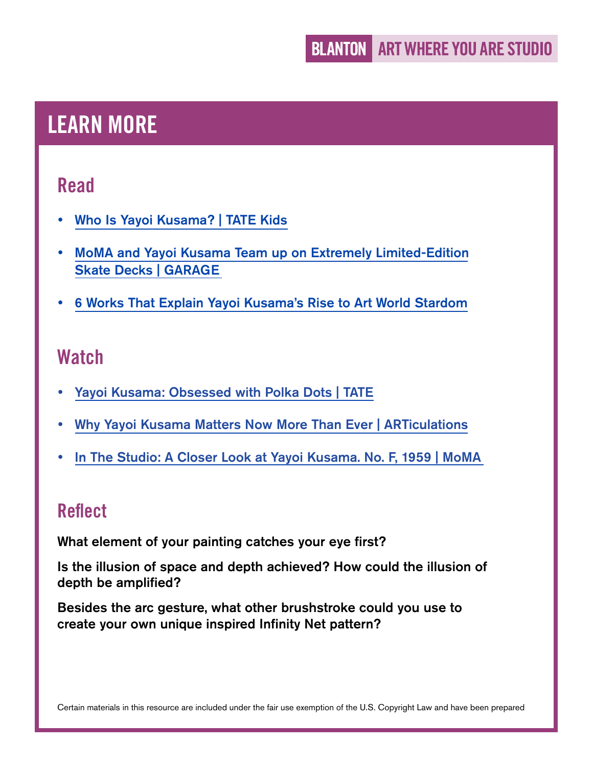# LEARN MORE

## Read

- Who Is Yayoi Kusama? | TATE Kids
- MoMA and Yayoi Kusama Team up on Extremely Limited-Edition Skate Decks | GARAGE
- 6 Works That Explain Yayoi Kusama's Rise to Art World Stardom

## Watch

- Yayoi Kusama: Obsessed with Polka Dots | TATE
- Why Yayoi Kusama Matters Now More Than Ever | ARTiculations
- In The Studio: A Closer Look at Yayoi Kusama. No. F, 1959 | MoMA

## Reflect

**What element of your painting catches your eye first?**

**Is the illusion of space and depth achieved? How could the illusion of depth be amplified?**

**Besides the arc gesture, what other brushstroke could you use to create your own unique inspired Infinity Net pattern?**

Certain materials in this resource are included under the fair use exemption of the U.S. Copyright Law and have been prepared